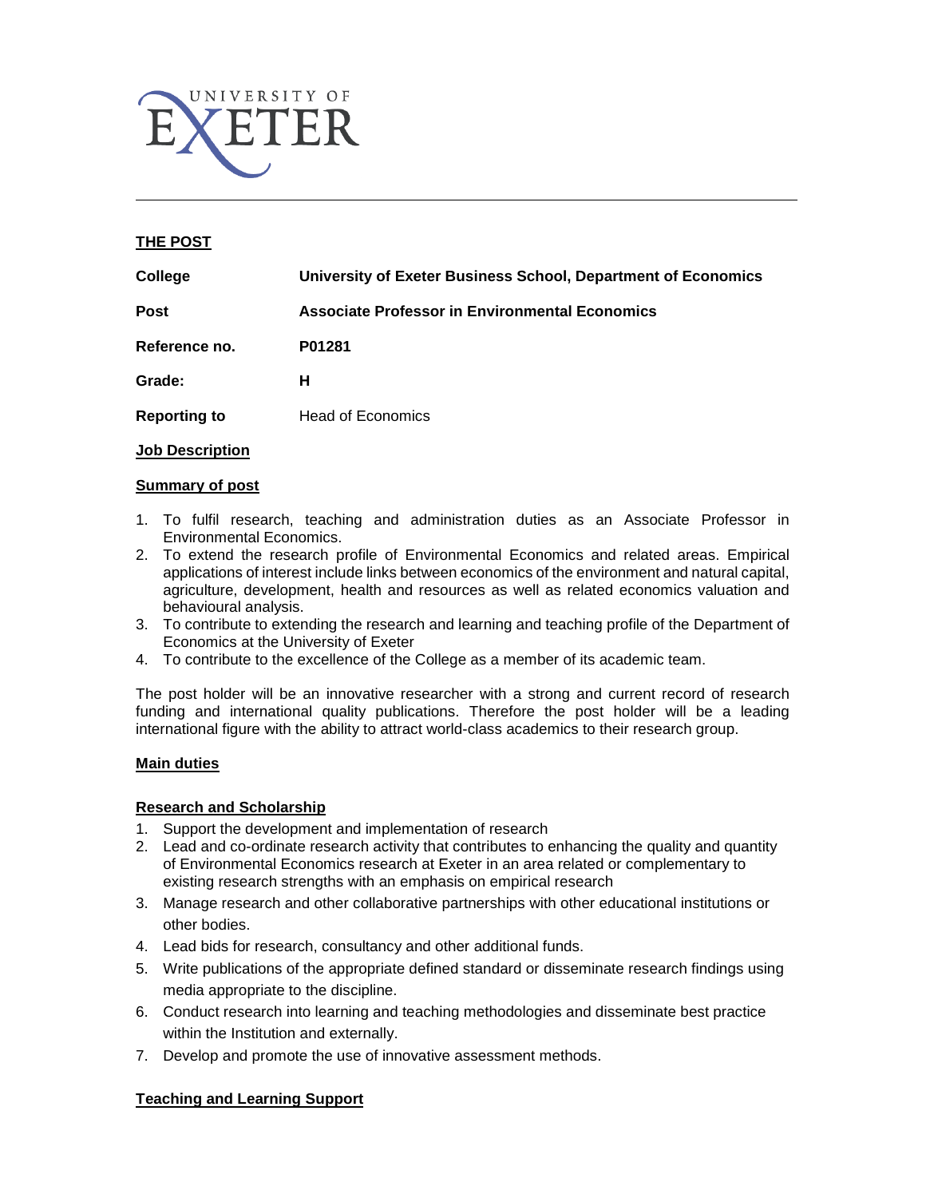UNIVERSITY OF EXETER

---

## THE POST

| | |
|---|---|
| **College** | **University of Exeter Business School, Department of Economics** |
| **Post** | **Associate Professor in Environmental Economics** |
| **Reference no.** | **P01281** |
| **Grade:** | **H** |
| **Reporting to** | Head of Economics |

## Job Description

### Summary of post

1. To fulfil research, teaching and administration duties as an Associate Professor in Environmental Economics.
2. To extend the research profile of Environmental Economics and related areas. Empirical applications of interest include links between economics of the environment and natural capital, agriculture, development, health and resources as well as related economics valuation and behavioural analysis.
3. To contribute to extending the research and learning and teaching profile of the Department of Economics at the University of Exeter
4. To contribute to the excellence of the College as a member of its academic team.

The post holder will be an innovative researcher with a strong and current record of research funding and international quality publications. Therefore the post holder will be a leading international figure with the ability to attract world-class academics to their research group.

### Main duties

#### Research and Scholarship

1. Support the development and implementation of research
2. Lead and co-ordinate research activity that contributes to enhancing the quality and quantity of Environmental Economics research at Exeter in an area related or complementary to existing research strengths with an emphasis on empirical research
3. Manage research and other collaborative partnerships with other educational institutions or other bodies.
4. Lead bids for research, consultancy and other additional funds.
5. Write publications of the appropriate defined standard or disseminate research findings using media appropriate to the discipline.
6. Conduct research into learning and teaching methodologies and disseminate best practice within the Institution and externally.
7. Develop and promote the use of innovative assessment methods.

#### Teaching and Learning Support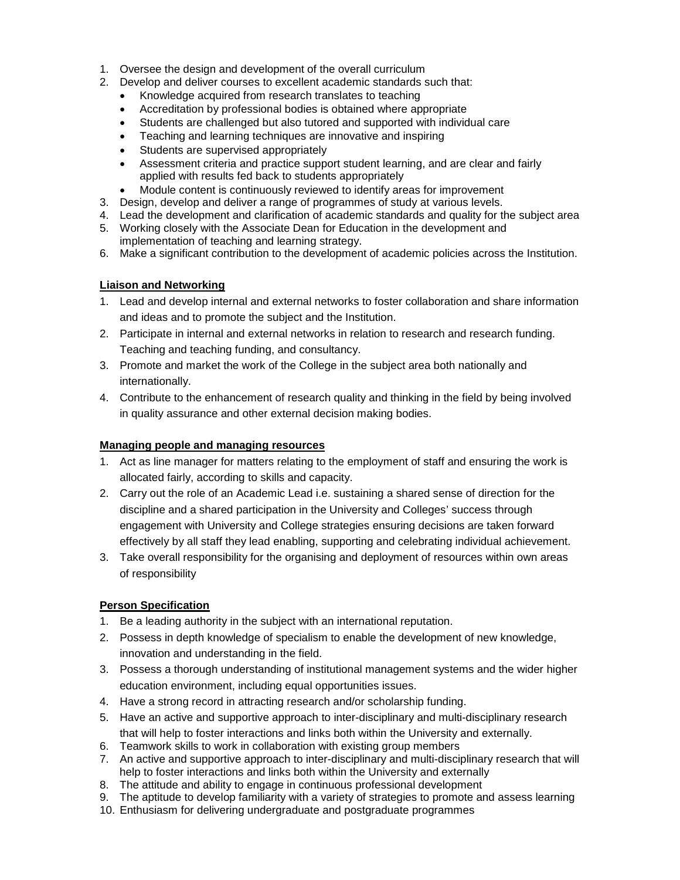1. Oversee the design and development of the overall curriculum
2. Develop and deliver courses to excellent academic standards such that:
    - Knowledge acquired from research translates to teaching
    - Accreditation by professional bodies is obtained where appropriate
    - Students are challenged but also tutored and supported with individual care
    - Teaching and learning techniques are innovative and inspiring
    - Students are supervised appropriately
    - Assessment criteria and practice support student learning, and are clear and fairly applied with results fed back to students appropriately
    - Module content is continuously reviewed to identify areas for improvement
3. Design, develop and deliver a range of programmes of study at various levels.
4. Lead the development and clarification of academic standards and quality for the subject area
5. Working closely with the Associate Dean for Education in the development and implementation of teaching and learning strategy.
6. Make a significant contribution to the development of academic policies across the Institution.

**Liaison and Networking**

1. Lead and develop internal and external networks to foster collaboration and share information and ideas and to promote the subject and the Institution.
2. Participate in internal and external networks in relation to research and research funding. Teaching and teaching funding, and consultancy.
3. Promote and market the work of the College in the subject area both nationally and internationally.
4. Contribute to the enhancement of research quality and thinking in the field by being involved in quality assurance and other external decision making bodies.

**Managing people and managing resources**

1. Act as line manager for matters relating to the employment of staff and ensuring the work is allocated fairly, according to skills and capacity.
2. Carry out the role of an Academic Lead i.e. sustaining a shared sense of direction for the discipline and a shared participation in the University and Colleges' success through engagement with University and College strategies ensuring decisions are taken forward effectively by all staff they lead enabling, supporting and celebrating individual achievement.
3. Take overall responsibility for the organising and deployment of resources within own areas of responsibility

**Person Specification**

1. Be a leading authority in the subject with an international reputation.
2. Possess in depth knowledge of specialism to enable the development of new knowledge, innovation and understanding in the field.
3. Possess a thorough understanding of institutional management systems and the wider higher education environment, including equal opportunities issues.
4. Have a strong record in attracting research and/or scholarship funding.
5. Have an active and supportive approach to inter-disciplinary and multi-disciplinary research that will help to foster interactions and links both within the University and externally.
6. Teamwork skills to work in collaboration with existing group members
7. An active and supportive approach to inter-disciplinary and multi-disciplinary research that will help to foster interactions and links both within the University and externally
8. The attitude and ability to engage in continuous professional development
9. The aptitude to develop familiarity with a variety of strategies to promote and assess learning
10. Enthusiasm for delivering undergraduate and postgraduate programmes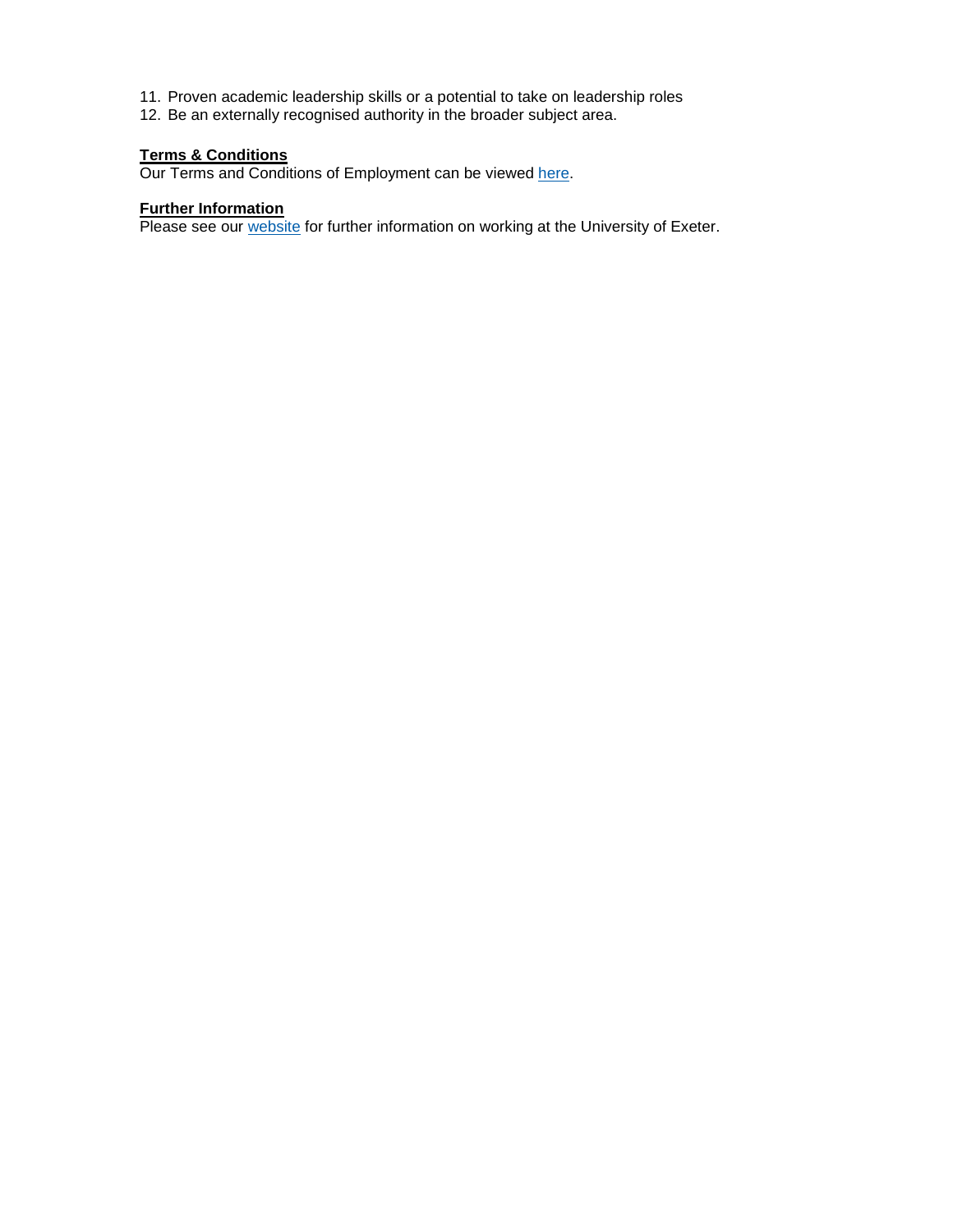11. Proven academic leadership skills or a potential to take on leadership roles
12. Be an externally recognised authority in the broader subject area.

**Terms & Conditions**

Our Terms and Conditions of Employment can be viewed here.

**Further Information**

Please see our website for further information on working at the University of Exeter.